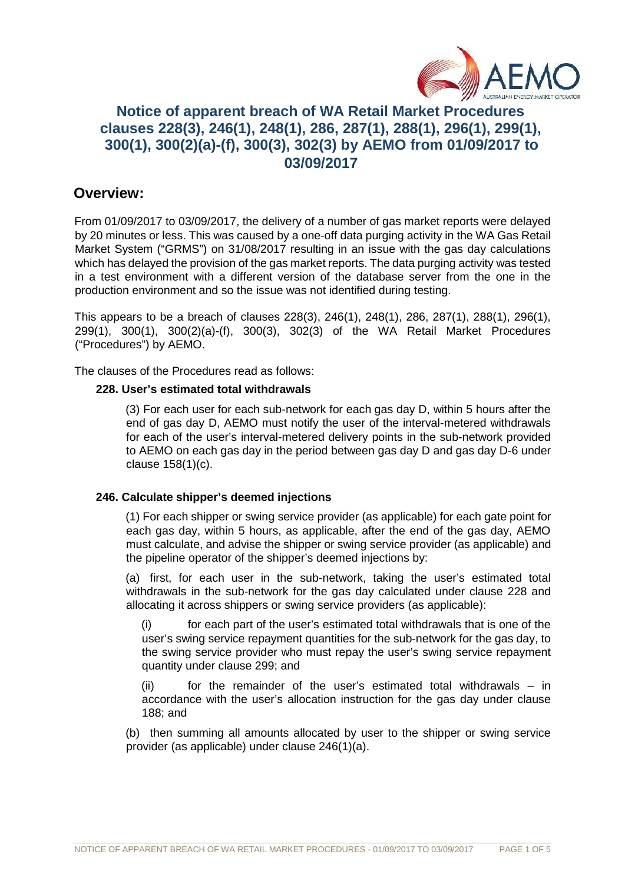# Notice of apparent breach of WA Retail Market Procedures clauses 228(3), 246(1), 248(1), 286, 287(1), 288(1), 296(1), 299(1), 300(1), 300(2)(a)-(f), 300(3), 302(3) by AEMO from 01/09/2017 to 03/09/2017

## Overview:

From 01/09/2017 to 03/09/2017, the delivery of a number of gas market reports were delayed by 20 minutes or less. This was caused by a one-off data purging activity in the WA Gas Retail Market System ("GRMS") on 31/08/2017 resulting in an issue with the gas day calculations which has delayed the provision of the gas market reports. The data purging activity was tested in a test environment with a different version of the database server from the one in the production environment and so the issue was not identified during testing.

This appears to be a breach of clauses 228(3), 246(1), 248(1), 286, 287(1), 288(1), 296(1), 299(1), 300(1), 300(2)(a)-(f), 300(3), 302(3) of the WA Retail Market Procedures ("Procedures") by AEMO.

The clauses of the Procedures read as follows:

**228. User's estimated total withdrawals**

(3) For each user for each sub-network for each gas day D, within 5 hours after the end of gas day D, AEMO must notify the user of the interval-metered withdrawals for each of the user's interval-metered delivery points in the sub-network provided to AEMO on each gas day in the period between gas day D and gas day D-6 under clause 158(1)(c).

**246. Calculate shipper's deemed injections**

(1) For each shipper or swing service provider (as applicable) for each gate point for each gas day, within 5 hours, as applicable, after the end of the gas day, AEMO must calculate, and advise the shipper or swing service provider (as applicable) and the pipeline operator of the shipper's deemed injections by:

(a) first, for each user in the sub-network, taking the user's estimated total withdrawals in the sub-network for the gas day calculated under clause 228 and allocating it across shippers or swing service providers (as applicable):

(i) for each part of the user's estimated total withdrawals that is one of the user's swing service repayment quantities for the sub-network for the gas day, to the swing service provider who must repay the user's swing service repayment quantity under clause 299; and

(ii) for the remainder of the user's estimated total withdrawals – in accordance with the user's allocation instruction for the gas day under clause 188; and

(b) then summing all amounts allocated by user to the shipper or swing service provider (as applicable) under clause 246(1)(a).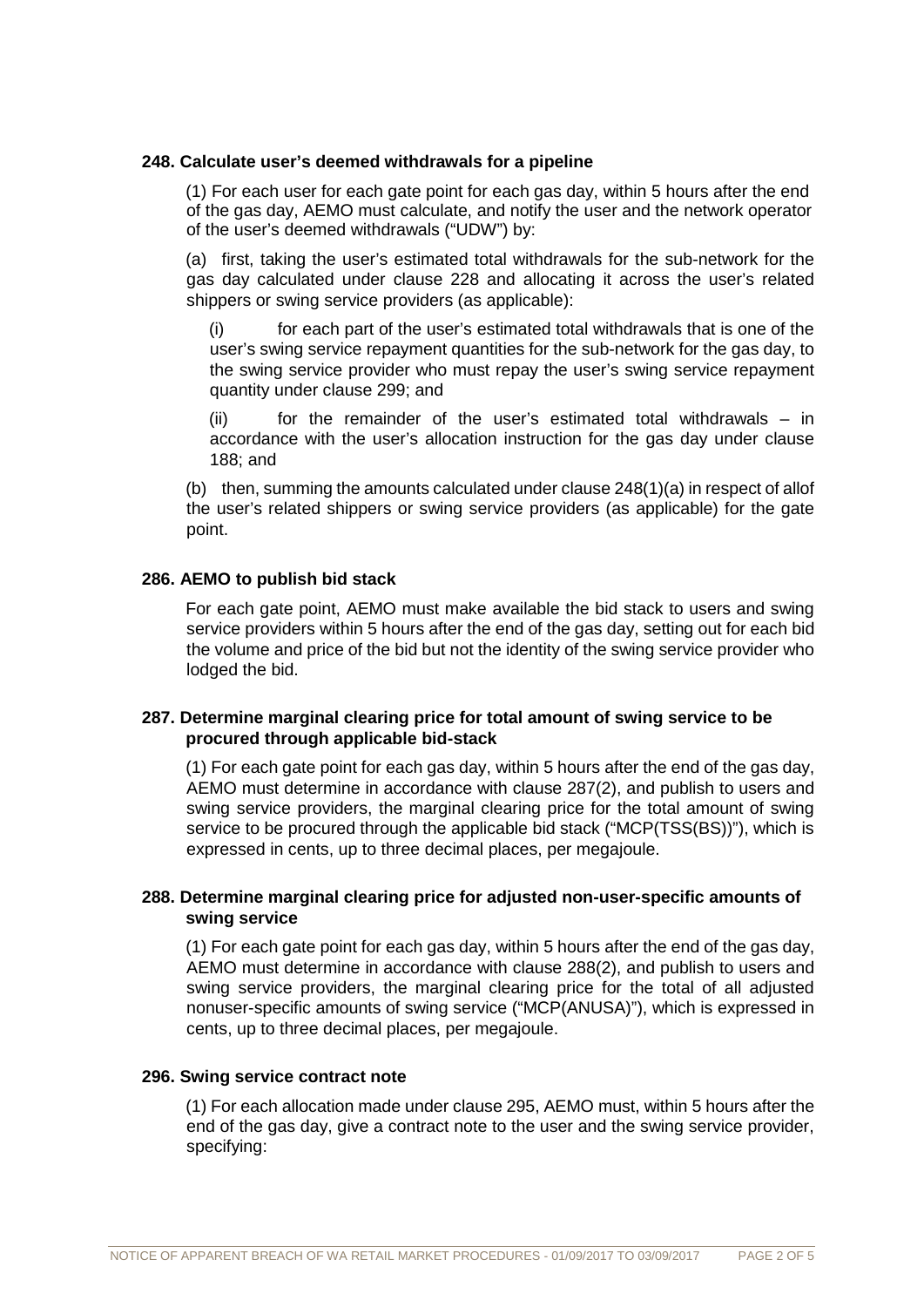**248. Calculate user's deemed withdrawals for a pipeline**

(1) For each user for each gate point for each gas day, within 5 hours after the end of the gas day, AEMO must calculate, and notify the user and the network operator of the user's deemed withdrawals ("UDW") by:

(a) first, taking the user's estimated total withdrawals for the sub-network for the gas day calculated under clause 228 and allocating it across the user's related shippers or swing service providers (as applicable):

(i) for each part of the user's estimated total withdrawals that is one of the user's swing service repayment quantities for the sub-network for the gas day, to the swing service provider who must repay the user's swing service repayment quantity under clause 299; and

(ii) for the remainder of the user's estimated total withdrawals – in accordance with the user's allocation instruction for the gas day under clause 188; and

(b) then, summing the amounts calculated under clause 248(1)(a) in respect of allof the user's related shippers or swing service providers (as applicable) for the gate point.

**286. AEMO to publish bid stack**

For each gate point, AEMO must make available the bid stack to users and swing service providers within 5 hours after the end of the gas day, setting out for each bid the volume and price of the bid but not the identity of the swing service provider who lodged the bid.

**287. Determine marginal clearing price for total amount of swing service to be procured through applicable bid-stack**

(1) For each gate point for each gas day, within 5 hours after the end of the gas day, AEMO must determine in accordance with clause 287(2), and publish to users and swing service providers, the marginal clearing price for the total amount of swing service to be procured through the applicable bid stack ("MCP(TSS(BS))"), which is expressed in cents, up to three decimal places, per megajoule.

**288. Determine marginal clearing price for adjusted non-user-specific amounts of swing service**

(1) For each gate point for each gas day, within 5 hours after the end of the gas day, AEMO must determine in accordance with clause 288(2), and publish to users and swing service providers, the marginal clearing price for the total of all adjusted nonuser-specific amounts of swing service ("MCP(ANUSA)"), which is expressed in cents, up to three decimal places, per megajoule.

**296. Swing service contract note**

(1) For each allocation made under clause 295, AEMO must, within 5 hours after the end of the gas day, give a contract note to the user and the swing service provider, specifying: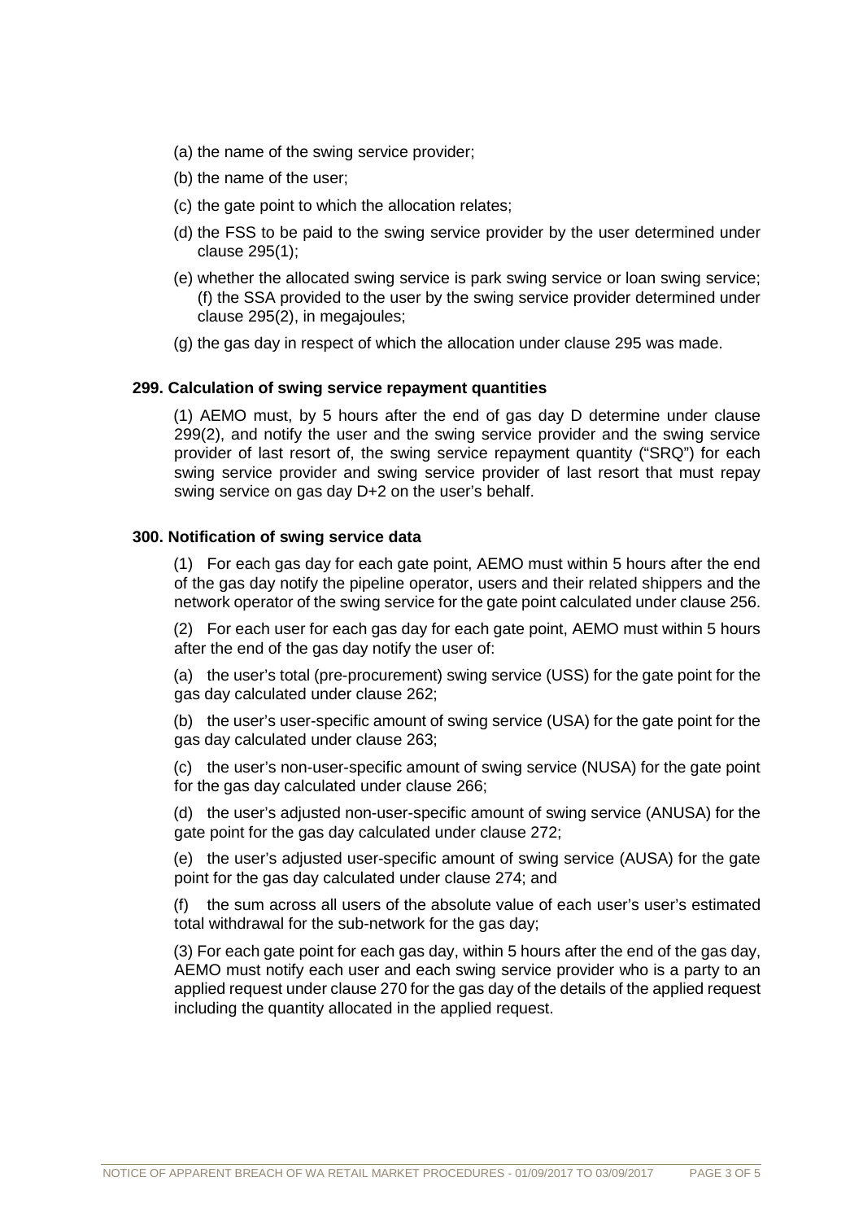(a) the name of the swing service provider;

(b) the name of the user;

(c) the gate point to which the allocation relates;

(d) the FSS to be paid to the swing service provider by the user determined under clause 295(1);

(e) whether the allocated swing service is park swing service or loan swing service; (f) the SSA provided to the user by the swing service provider determined under clause 295(2), in megajoules;

(g) the gas day in respect of which the allocation under clause 295 was made.

**299. Calculation of swing service repayment quantities**

(1) AEMO must, by 5 hours after the end of gas day D determine under clause 299(2), and notify the user and the swing service provider and the swing service provider of last resort of, the swing service repayment quantity ("SRQ") for each swing service provider and swing service provider of last resort that must repay swing service on gas day D+2 on the user's behalf.

**300. Notification of swing service data**

(1) For each gas day for each gate point, AEMO must within 5 hours after the end of the gas day notify the pipeline operator, users and their related shippers and the network operator of the swing service for the gate point calculated under clause 256.

(2) For each user for each gas day for each gate point, AEMO must within 5 hours after the end of the gas day notify the user of:

(a) the user's total (pre-procurement) swing service (USS) for the gate point for the gas day calculated under clause 262;

(b) the user's user-specific amount of swing service (USA) for the gate point for the gas day calculated under clause 263;

(c) the user's non-user-specific amount of swing service (NUSA) for the gate point for the gas day calculated under clause 266;

(d) the user's adjusted non-user-specific amount of swing service (ANUSA) for the gate point for the gas day calculated under clause 272;

(e) the user's adjusted user-specific amount of swing service (AUSA) for the gate point for the gas day calculated under clause 274; and

(f) the sum across all users of the absolute value of each user's user's estimated total withdrawal for the sub-network for the gas day;

(3) For each gate point for each gas day, within 5 hours after the end of the gas day, AEMO must notify each user and each swing service provider who is a party to an applied request under clause 270 for the gas day of the details of the applied request including the quantity allocated in the applied request.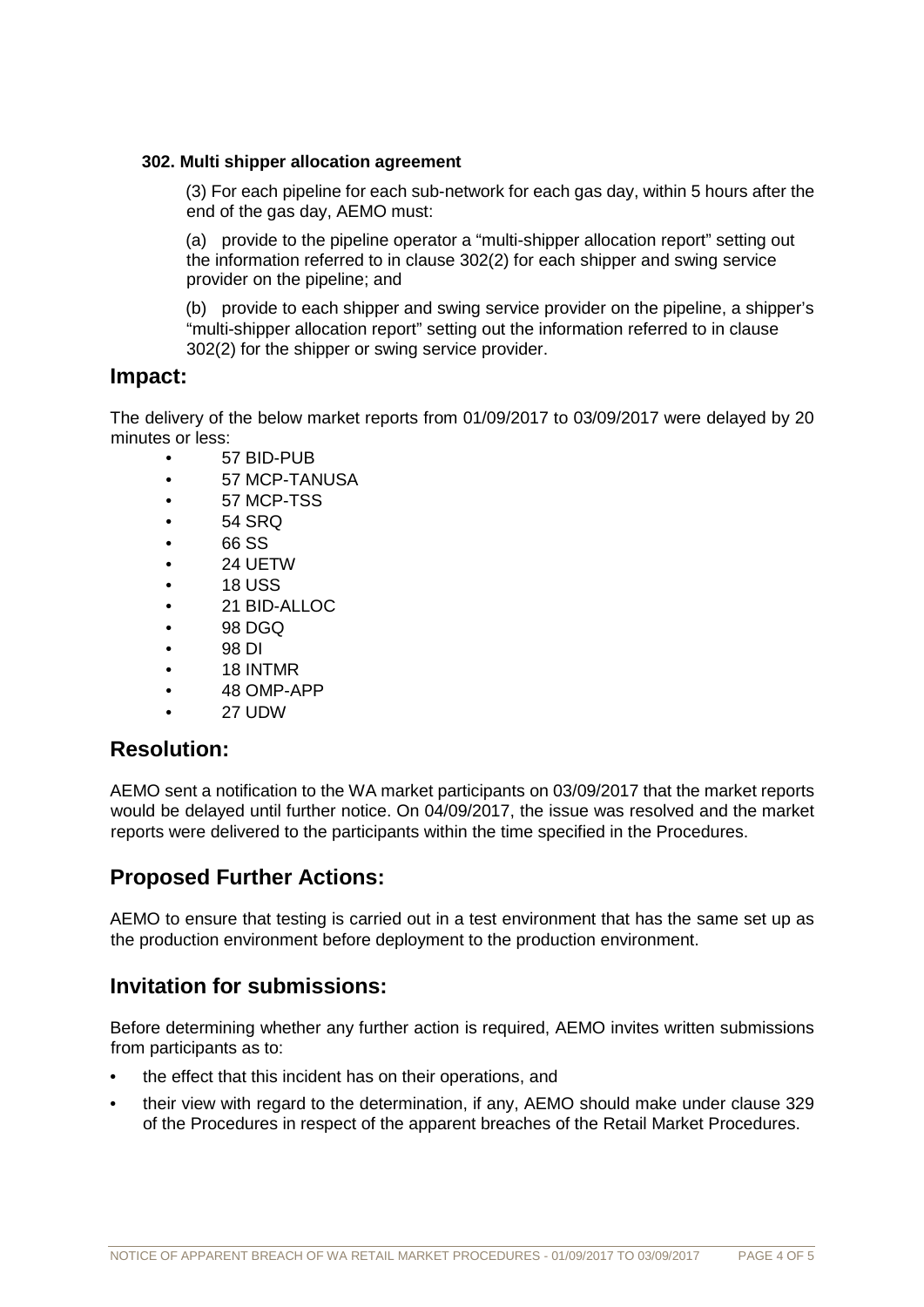**302. Multi shipper allocation agreement**

(3) For each pipeline for each sub-network for each gas day, within 5 hours after the end of the gas day, AEMO must:

(a) provide to the pipeline operator a "multi-shipper allocation report" setting out the information referred to in clause 302(2) for each shipper and swing service provider on the pipeline; and

(b) provide to each shipper and swing service provider on the pipeline, a shipper's "multi-shipper allocation report" setting out the information referred to in clause 302(2) for the shipper or swing service provider.

## Impact:

The delivery of the below market reports from 01/09/2017 to 03/09/2017 were delayed by 20 minutes or less:

- 57 BID-PUB
- 57 MCP-TANUSA
- 57 MCP-TSS
- 54 SRQ
- 66 SS
- 24 UETW
- 18 USS
- 21 BID-ALLOC
- 98 DGQ
- 98 DI
- 18 INTMR
- 48 OMP-APP
- 27 UDW

## Resolution:

AEMO sent a notification to the WA market participants on 03/09/2017 that the market reports would be delayed until further notice. On 04/09/2017, the issue was resolved and the market reports were delivered to the participants within the time specified in the Procedures.

## Proposed Further Actions:

AEMO to ensure that testing is carried out in a test environment that has the same set up as the production environment before deployment to the production environment.

## Invitation for submissions:

Before determining whether any further action is required, AEMO invites written submissions from participants as to:

- the effect that this incident has on their operations, and
- their view with regard to the determination, if any, AEMO should make under clause 329 of the Procedures in respect of the apparent breaches of the Retail Market Procedures.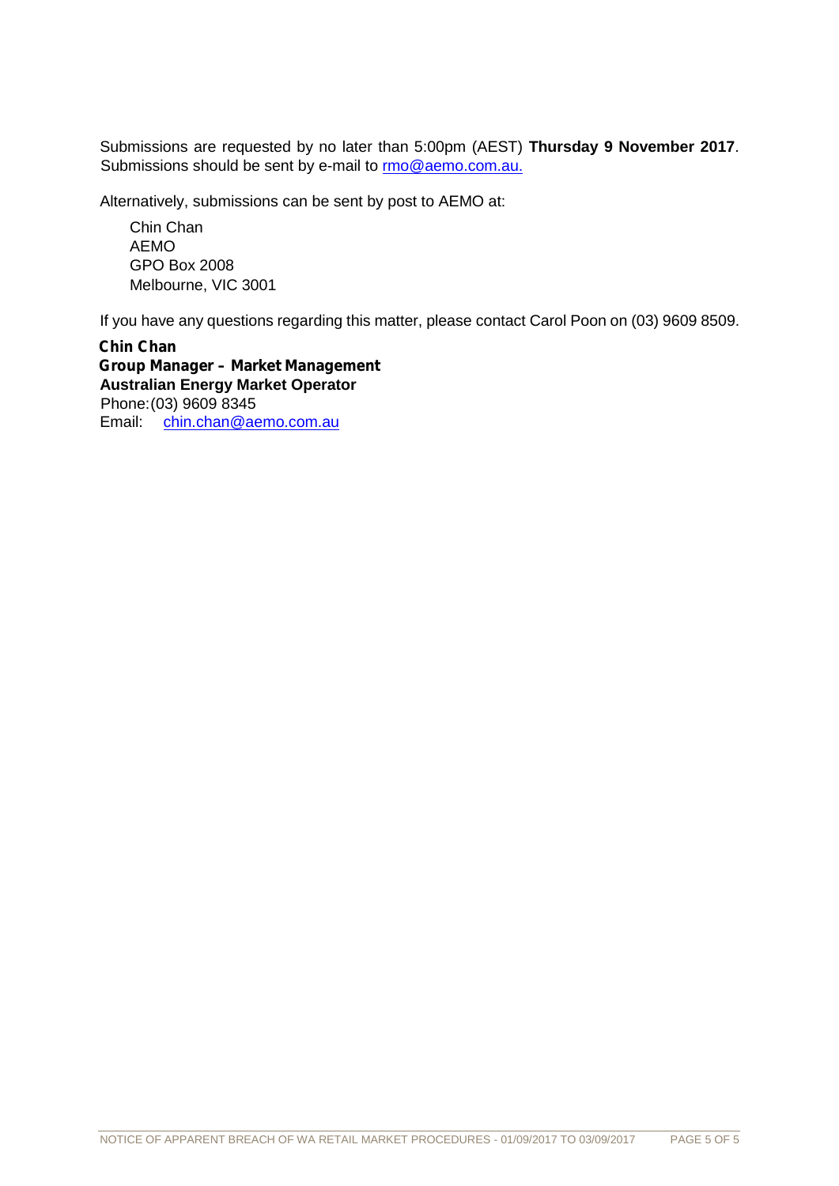Submissions are requested by no later than 5:00pm (AEST) **Thursday 9 November 2017**. Submissions should be sent by e-mail to rmo@aemo.com.au.

Alternatively, submissions can be sent by post to AEMO at:

Chin Chan  
AEMO  
GPO Box 2008  
Melbourne, VIC 3001

If you have any questions regarding this matter, please contact Carol Poon on (03) 9609 8509.

**Chin Chan**  
**Group Manager – Market Management**  
**Australian Energy Market Operator**  
Phone: (03) 9609 8345  
Email: chin.chan@aemo.com.au